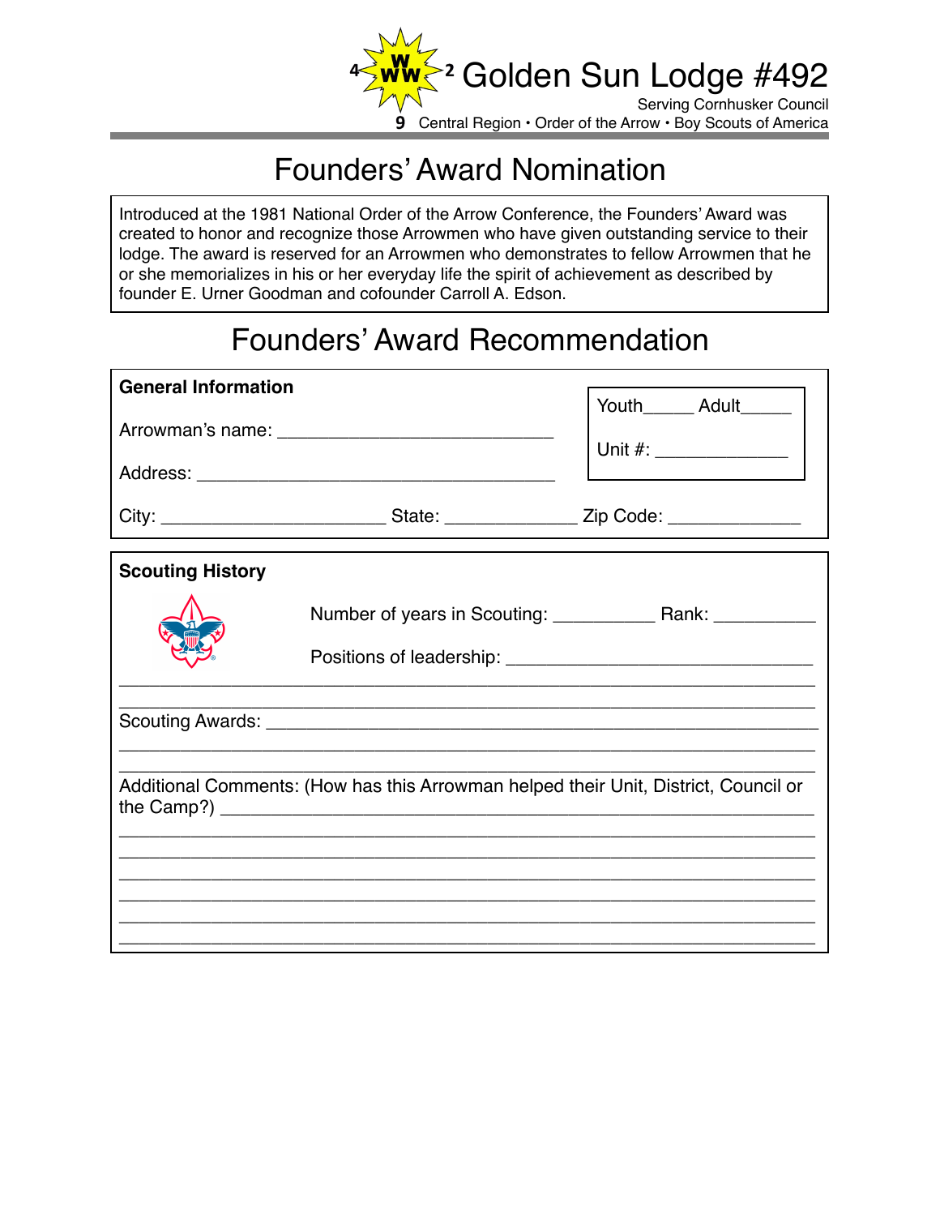# Golden Sun Lodge #492

Serving Cornhusker Council

Central Region • Order of the Arrow • Boy Scouts of America

## Founders' Award Nomination

Introduced at the 1981 National Order of the Arrow Conference, the Founders' Award was created to honor and recognize those Arrowmen who have given outstanding service to their lodge. The award is reserved for an Arrowmen who demonstrates to fellow Arrowmen that he or she memorializes in his or her everyday life the spirit of achievement as described by founder E. Urner Goodman and cofounder Carroll A. Edson.

## Founders' Award Recommendation

**General Information**

Youth_____ Adult_____

Unit #: _____________

Arrowman's name: ___________________________

Address: ___________________________________

City: ______________________ State: _____________ Zip Code: _____________

**Scouting History**

Number of years in Scouting: __________ Rank: __________

Positions of leadership: ______________________________

___________________________________________________________________

___________________________________________________________________

Scouting Awards: ____________________________________________________

___________________________________________________________________

___________________________________________________________________

Additional Comments: (How has this Arrowman helped their Unit, District, Council or the Camp?) _____________________________________________________

___________________________________________________________________

___________________________________________________________________

___________________________________________________________________

___________________________________________________________________

___________________________________________________________________

___________________________________________________________________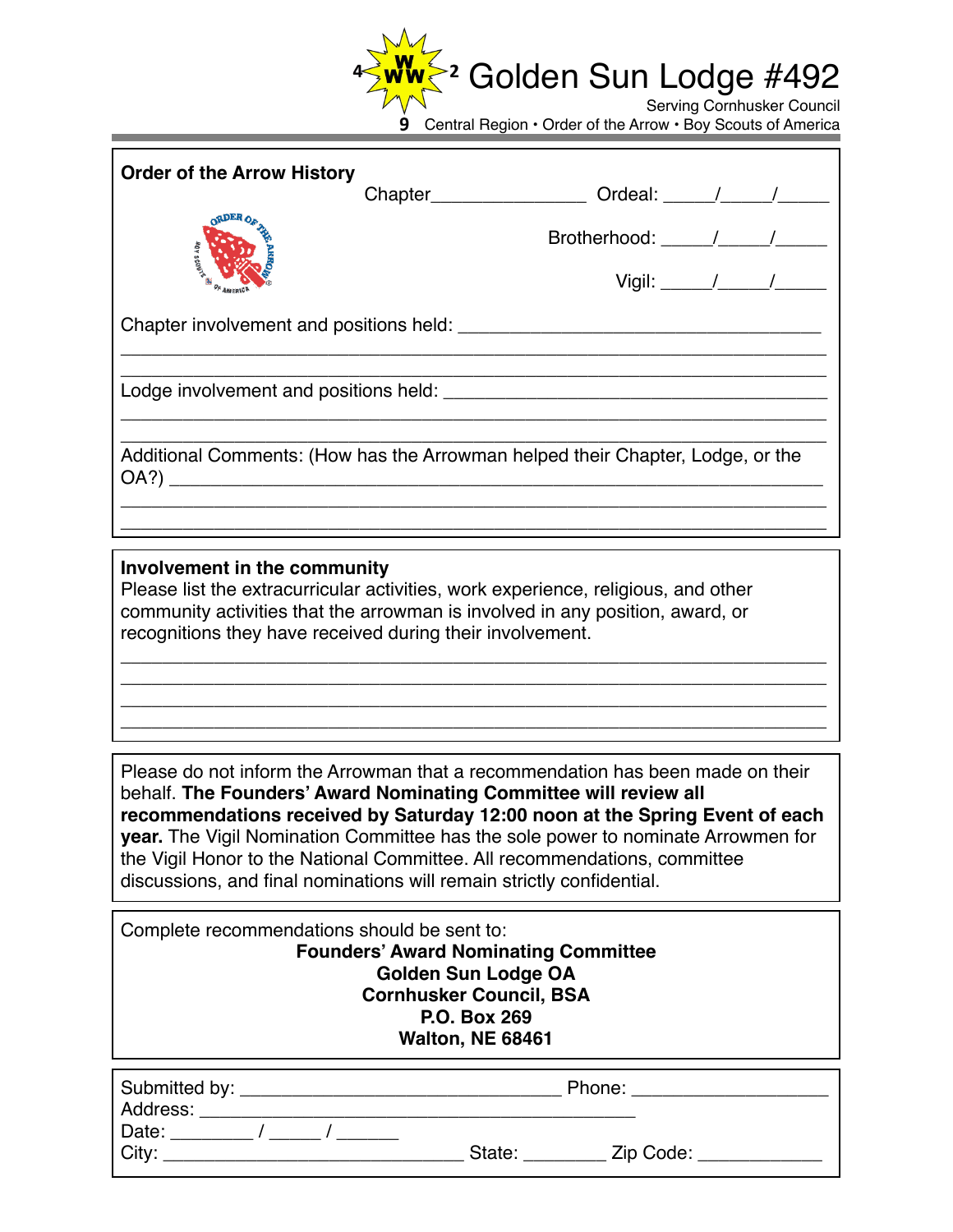# Golden Sun Lodge #492

Serving Cornhusker Council

Central Region • Order of the Arrow • Boy Scouts of America

**Order of the Arrow History**

Chapter_______________ Ordeal: _____/_____/_____

Brotherhood: _____/_____/_____

Vigil: _____/_____/_____

Chapter involvement and positions held: ____________________________________

_______________________________________________________________________

_______________________________________________________________________

Lodge involvement and positions held: ______________________________________

_______________________________________________________________________

_______________________________________________________________________

Additional Comments: (How has the Arrowman helped their Chapter, Lodge, or the OA?) _________________________________________________________________

_______________________________________________________________________

_______________________________________________________________________

**Involvement in the community**

Please list the extracurricular activities, work experience, religious, and other community activities that the arrowman is involved in any position, award, or recognitions they have received during their involvement.

_______________________________________________________________________

_______________________________________________________________________

_______________________________________________________________________

_______________________________________________________________________

Please do not inform the Arrowman that a recommendation has been made on their behalf. **The Founders' Award Nominating Committee will review all recommendations received by Saturday 12:00 noon at the Spring Event of each year.** The Vigil Nomination Committee has the sole power to nominate Arrowmen for the Vigil Honor to the National Committee. All recommendations, committee discussions, and final nominations will remain strictly confidential.

Complete recommendations should be sent to:

**Founders' Award Nominating Committee**
**Golden Sun Lodge OA**
**Cornhusker Council, BSA**
**P.O. Box 269**
**Walton, NE 68461**

Submitted by: _______________________________ Phone: ___________________

Address: __________________________________________

Date: ________ / _____ / ______

City: _____________________________ State: ________ Zip Code: ____________